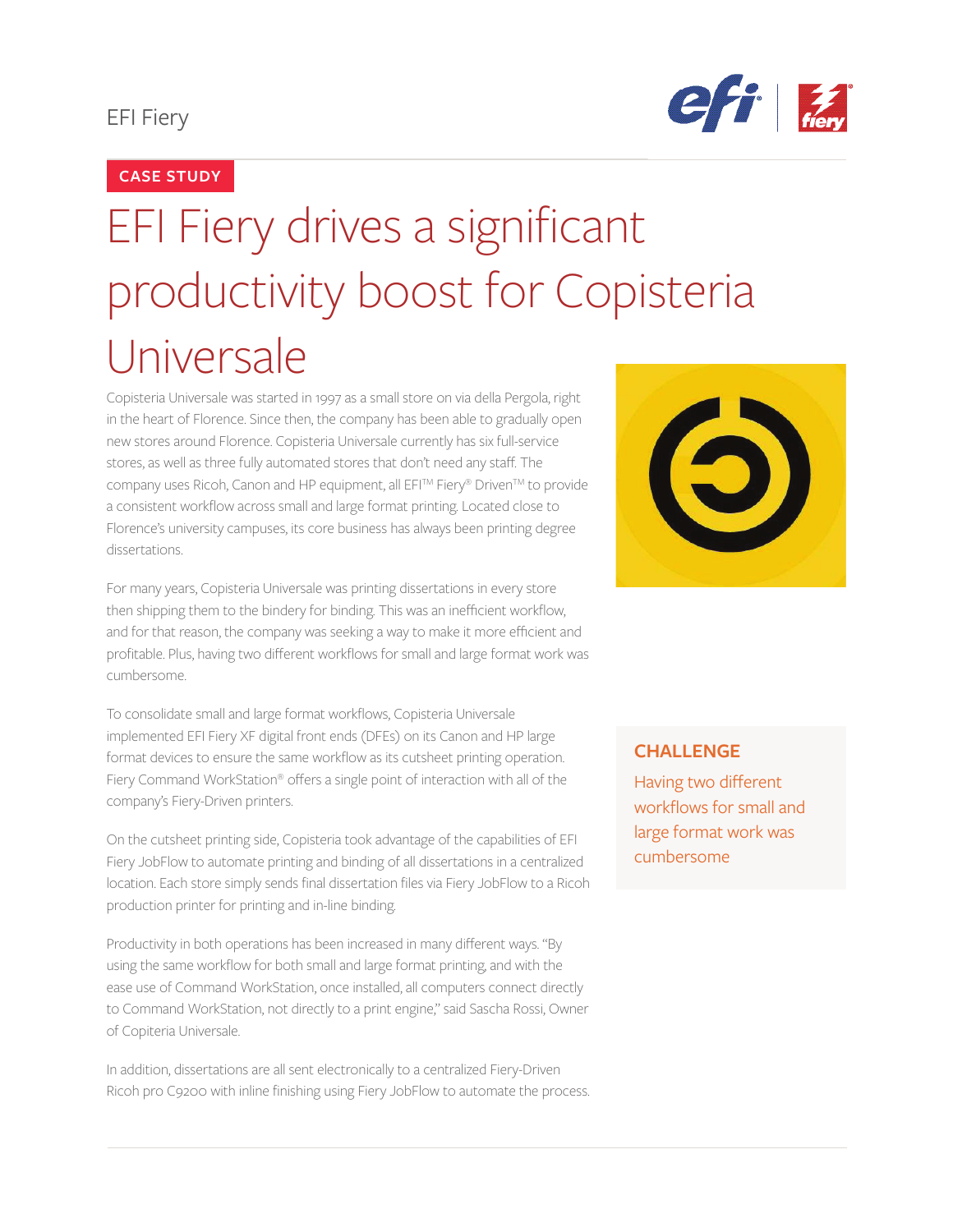EFI Fiery

CASE STUDY

# EFI Fiery drives a significant productivity boost for Copisteria Universale

Copisteria Universale was started in 1997 as a small store on via della Pergola, right in the heart of Florence. Since then, the company has been able to gradually open new stores around Florence. Copisteria Universale currently has six full-service stores, as well as three fully automated stores that don't need any staff. The company uses Ricoh, Canon and HP equipment, all EFI™ Fiery® Driven™ to provide a consistent workflow across small and large format printing. Located close to Florence's university campuses, its core business has always been printing degree dissertations.

For many years, Copisteria Universale was printing dissertations in every store then shipping them to the bindery for binding. This was an inefficient workflow, and for that reason, the company was seeking a way to make it more efficient and profitable. Plus, having two different workflows for small and large format work was cumbersome.

To consolidate small and large format workflows, Copisteria Universale implemented EFI Fiery XF digital front ends (DFEs) on its Canon and HP large format devices to ensure the same workflow as its cutsheet printing operation. Fiery Command WorkStation® offers a single point of interaction with all of the company's Fiery-Driven printers.

On the cutsheet printing side, Copisteria took advantage of the capabilities of EFI Fiery JobFlow to automate printing and binding of all dissertations in a centralized location. Each store simply sends final dissertation files via Fiery JobFlow to a Ricoh production printer for printing and in-line binding.

Productivity in both operations has been increased in many different ways. "By using the same workflow for both small and large format printing, and with the ease use of Command WorkStation, once installed, all computers connect directly to Command WorkStation, not directly to a print engine," said Sascha Rossi, Owner of Copiteria Universale.

In addition, dissertations are all sent electronically to a centralized Fiery-Driven Ricoh pro C9200 with inline finishing using Fiery JobFlow to automate the process.

**CHALLENGE**

Having two different workflows for small and large format work was cumbersome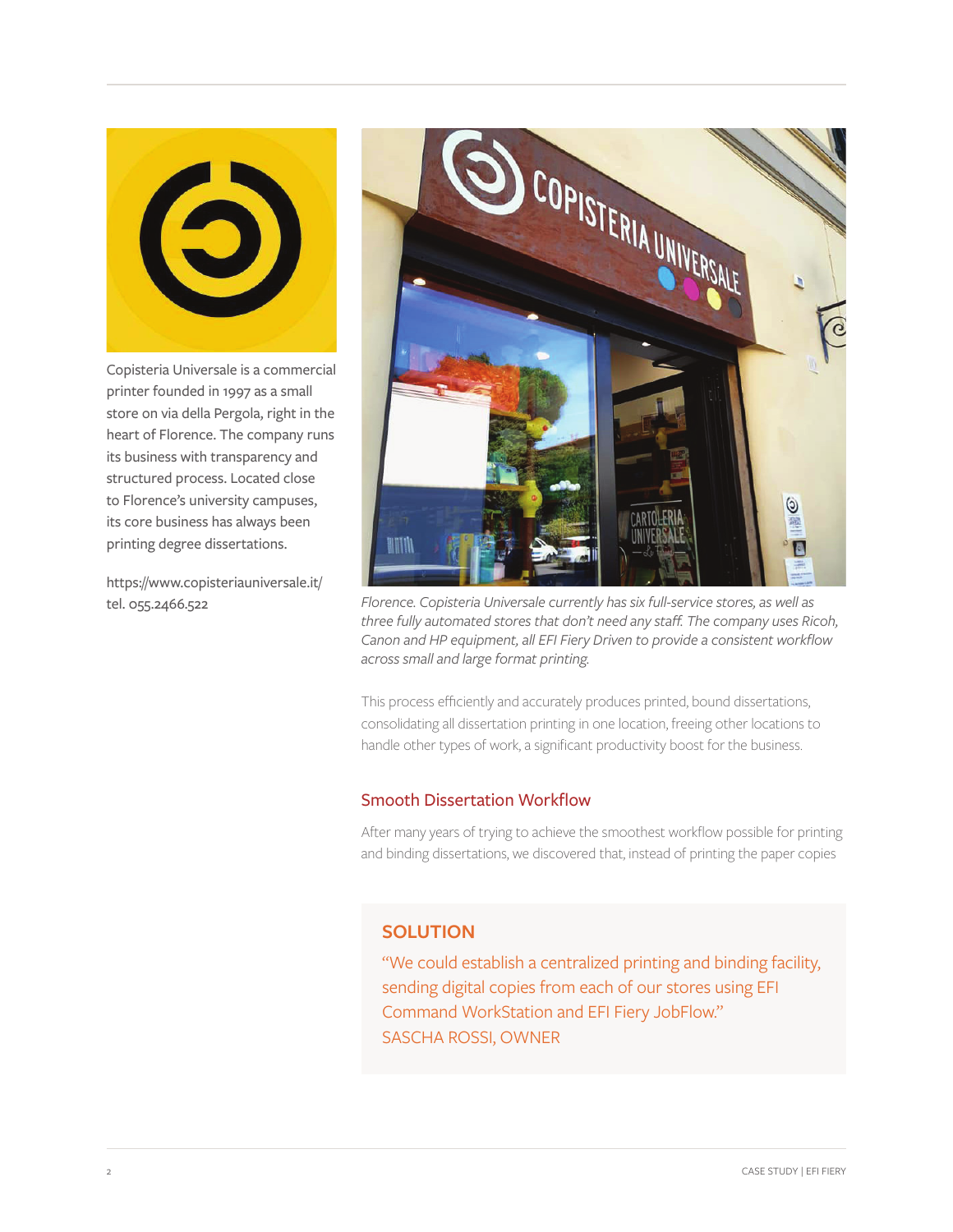Copisteria Universale is a commercial printer founded in 1997 as a small store on via della Pergola, right in the heart of Florence. The company runs its business with transparency and structured process. Located close to Florence's university campuses, its core business has always been printing degree dissertations.

https://www.copisteriauniversale.it/
tel. 055.2466.522

*Florence. Copisteria Universale currently has six full-service stores, as well as three fully automated stores that don't need any staff. The company uses Ricoh, Canon and HP equipment, all EFI Fiery Driven to provide a consistent workflow across small and large format printing.*

This process efficiently and accurately produces printed, bound dissertations, consolidating all dissertation printing in one location, freeing other locations to handle other types of work, a significant productivity boost for the business.

## Smooth Dissertation Workflow

After many years of trying to achieve the smoothest workflow possible for printing and binding dissertations, we discovered that, instead of printing the paper copies

### SOLUTION

"We could establish a centralized printing and binding facility, sending digital copies from each of our stores using EFI Command WorkStation and EFI Fiery JobFlow."
SASCHA ROSSI, OWNER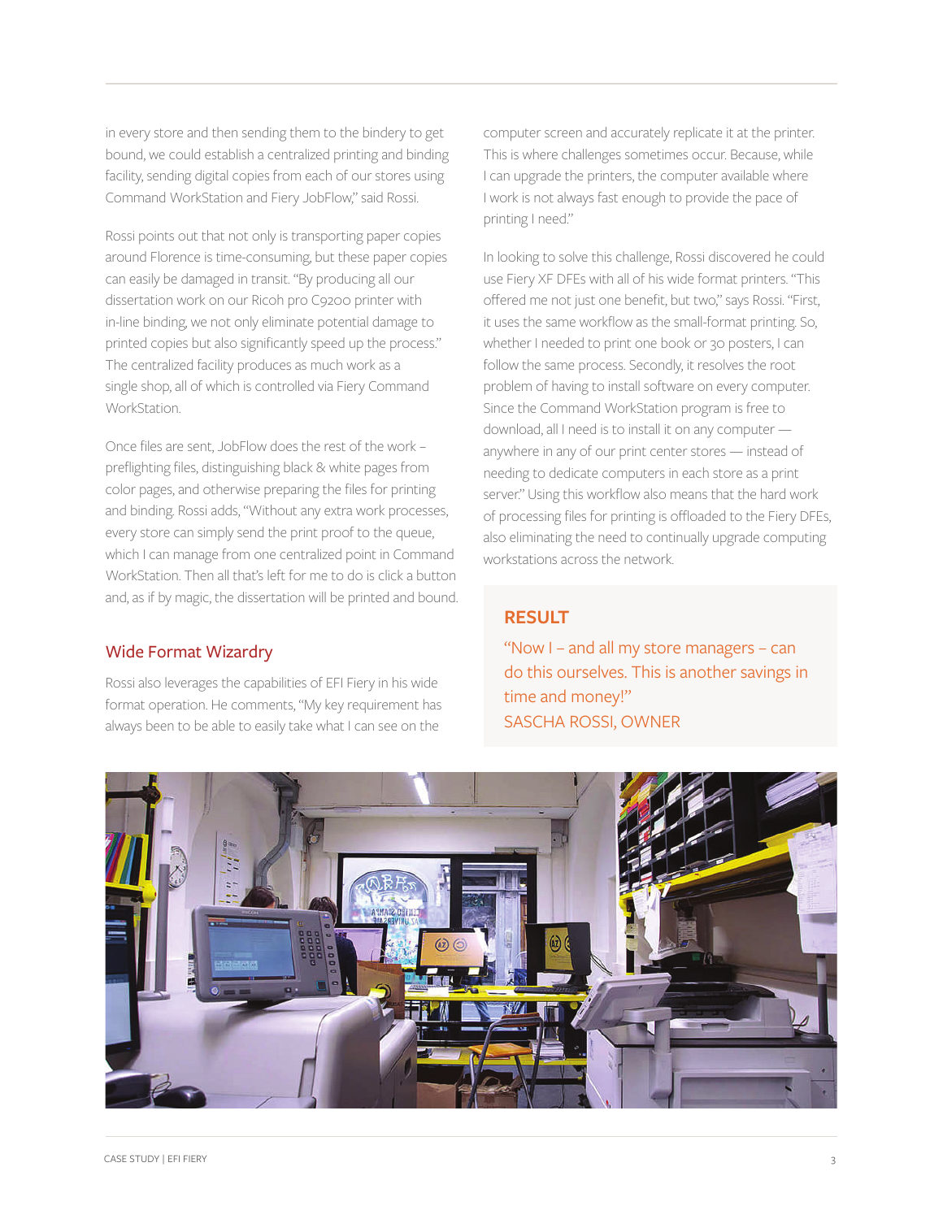in every store and then sending them to the bindery to get bound, we could establish a centralized printing and binding facility, sending digital copies from each of our stores using Command WorkStation and Fiery JobFlow," said Rossi.

Rossi points out that not only is transporting paper copies around Florence is time-consuming, but these paper copies can easily be damaged in transit. "By producing all our dissertation work on our Ricoh pro C9200 printer with in-line binding, we not only eliminate potential damage to printed copies but also significantly speed up the process." The centralized facility produces as much work as a single shop, all of which is controlled via Fiery Command WorkStation.

Once files are sent, JobFlow does the rest of the work – preflighting files, distinguishing black & white pages from color pages, and otherwise preparing the files for printing and binding. Rossi adds, "Without any extra work processes, every store can simply send the print proof to the queue, which I can manage from one centralized point in Command WorkStation. Then all that's left for me to do is click a button and, as if by magic, the dissertation will be printed and bound.

## Wide Format Wizardry

Rossi also leverages the capabilities of EFI Fiery in his wide format operation. He comments, "My key requirement has always been to be able to easily take what I can see on the computer screen and accurately replicate it at the printer. This is where challenges sometimes occur. Because, while I can upgrade the printers, the computer available where I work is not always fast enough to provide the pace of printing I need."

In looking to solve this challenge, Rossi discovered he could use Fiery XF DFEs with all of his wide format printers. "This offered me not just one benefit, but two," says Rossi. "First, it uses the same workflow as the small-format printing. So, whether I needed to print one book or 30 posters, I can follow the same process. Secondly, it resolves the root problem of having to install software on every computer. Since the Command WorkStation program is free to download, all I need is to install it on any computer — anywhere in any of our print center stores — instead of needing to dedicate computers in each store as a print server." Using this workflow also means that the hard work of processing files for printing is offloaded to the Fiery DFEs, also eliminating the need to continually upgrade computing workstations across the network.

### RESULT

"Now I – and all my store managers – can do this ourselves. This is another savings in time and money!"
SASCHA ROSSI, OWNER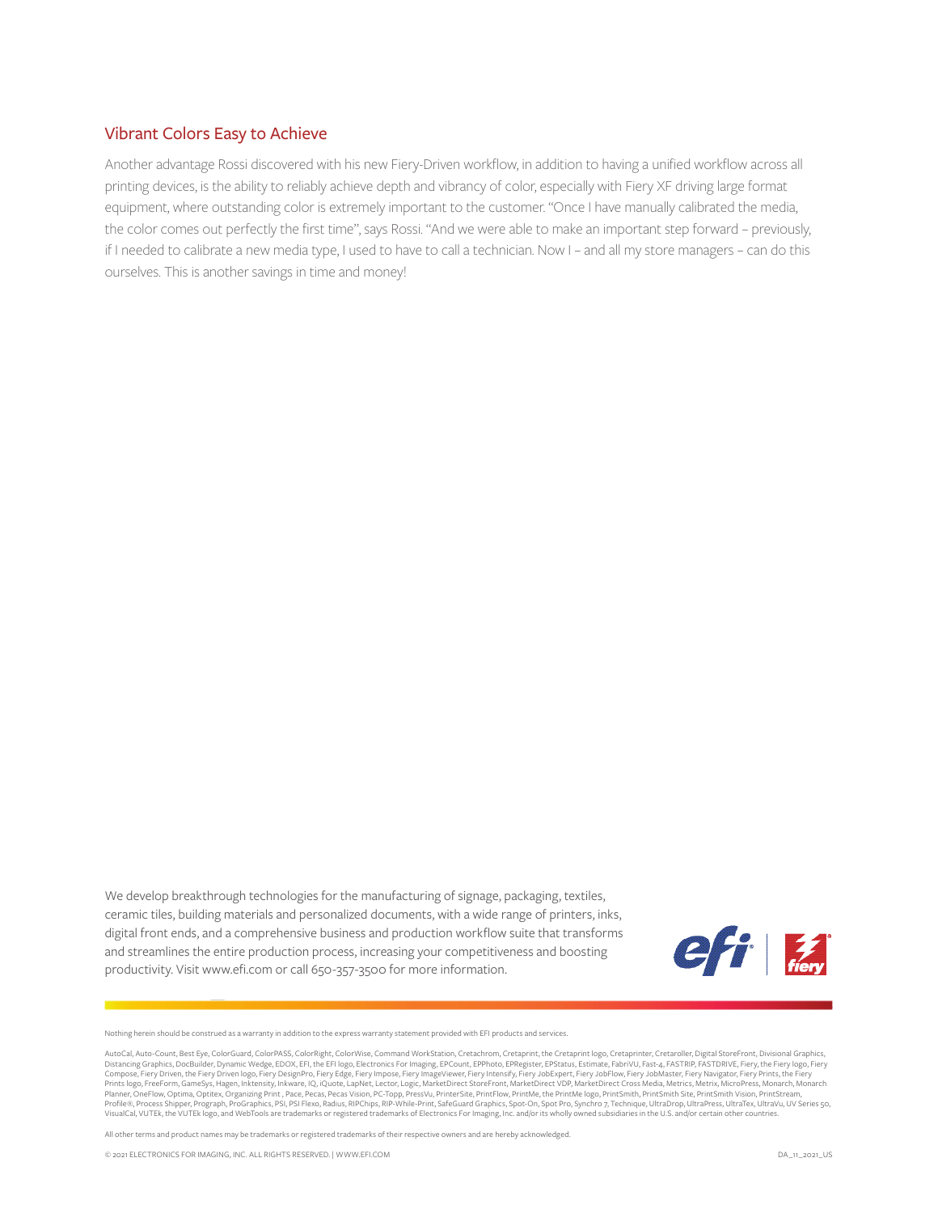## Vibrant Colors Easy to Achieve

Another advantage Rossi discovered with his new Fiery-Driven workflow, in addition to having a unified workflow across all printing devices, is the ability to reliably achieve depth and vibrancy of color, especially with Fiery XF driving large format equipment, where outstanding color is extremely important to the customer. "Once I have manually calibrated the media, the color comes out perfectly the first time", says Rossi. "And we were able to make an important step forward – previously, if I needed to calibrate a new media type, I used to have to call a technician. Now I – and all my store managers – can do this ourselves. This is another savings in time and money!

We develop breakthrough technologies for the manufacturing of signage, packaging, textiles, ceramic tiles, building materials and personalized documents, with a wide range of printers, inks, digital front ends, and a comprehensive business and production workflow suite that transforms and streamlines the entire production process, increasing your competitiveness and boosting productivity. Visit www.efi.com or call 650-357-3500 for more information.

Nothing herein should be construed as a warranty in addition to the express warranty statement provided with EFI products and services.

AutoCal, Auto-Count, Best Eye, ColorGuard, ColorPASS, ColorRight, ColorWise, Command WorkStation, Cretachrom, Cretaprint, the Cretaprint logo, Cretaprinter, Cretaroller, Digital StoreFront, Divisional Graphics, Distancing Graphics, DocBuilder, Dynamic Wedge, EDOX, EFI, the EFI logo, Electronics For Imaging, EPCount, EPPhoto, EPRegister, EPStatus, Estimate, FabriVU, Fast-4, FASTRIP, FASTDRIVE, Fiery, the Fiery logo, Fiery Compose, Fiery Driven, the Fiery Driven logo, Fiery DesignPro, Fiery Edge, Fiery Impose, Fiery ImageViewer, Fiery Intensify, Fiery JobExpert, Fiery JobFlow, Fiery JobMaster, Fiery Navigator, Fiery Prints, the Fiery Prints logo, FreeForm, GameSys, Hagen, Inktensity, Inkware, IQ, iQuote, LapNet, Lector, Logic, MarketDirect StoreFront, MarketDirect VDP, MarketDirect Cross Media, Metrics, Metrix, MicroPress, Monarch, Monarch Planner, OneFlow, Optima, Optitex, Organizing Print , Pace, Pecas, Pecas Vision, PC-Topp, PressVu, PrinterSite, PrintFlow, PrintMe, the PrintMe logo, PrintSmith, PrintSmith Site, PrintSmith Vision, PrintStream, Profile®, Process Shipper, Prograph, ProGraphics, PSI, PSI Flexo, Radius, RIPChips, RIP-While-Print, SafeGuard Graphics, Spot-On, Spot Pro, Synchro 7, Technique, UltraDrop, UltraPress, UltraTex, UltraVu, UV Series 50, VisualCal, VUTEk, the VUTEk logo, and WebTools are trademarks or registered trademarks of Electronics For Imaging, Inc. and/or its wholly owned subsidiaries in the U.S. and/or certain other countries.

All other terms and product names may be trademarks or registered trademarks of their respective owners and are hereby acknowledged.

© 2021 ELECTRONICS FOR IMAGING, INC. ALL RIGHTS RESERVED. | WWW.EFI.COM

DA_11_2021_US